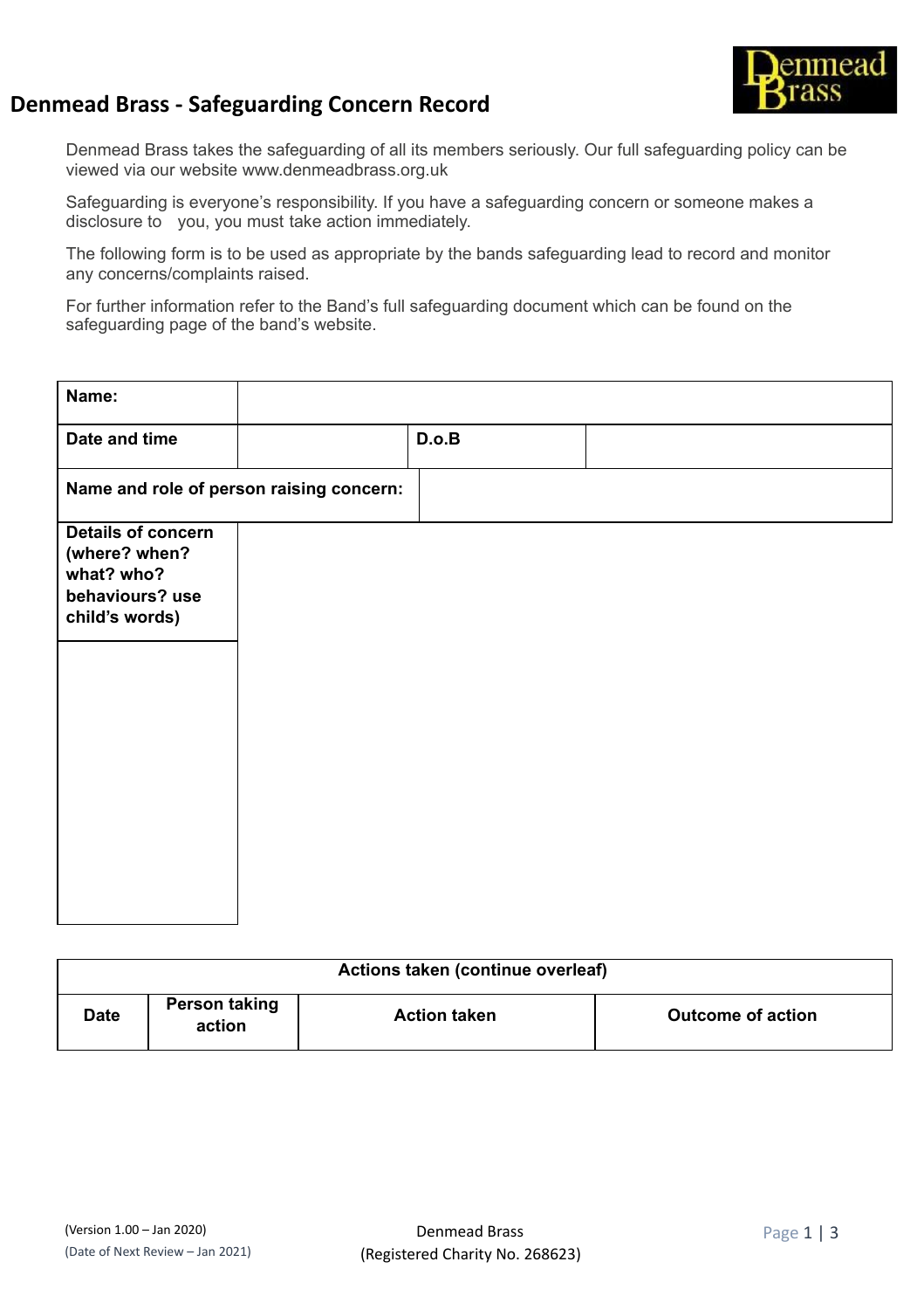# Denmead Brass - Safeguarding Concern Record

Denmead Brass takes the safeguarding of all its members seriously. Our full safeguarding policy can be viewed via our website www.denmeadbrass.org.uk

Safeguarding is everyone's responsibility. If you have a safeguarding concern or someone makes a disclosure to you, you must take action immediately.

The following form is to be used as appropriate by the bands safeguarding lead to record and monitor any concerns/complaints raised.

For further information refer to the Band's full safeguarding document which can be found on the safeguarding page of the band's website.

| **Name:** | | | |
|---|---|---|---|
| **Date and time** | | **D.o.B** | |
| **Name and role of person raising concern:** | | | |
| **Details of concern (where? when? what? who? behaviours? use child's words)** | | | |

| **Actions taken (continue overleaf)** | | | |
|---|---|---|---|
| **Date** | **Person taking action** | **Action taken** | **Outcome of action** |
| | | | |

(Version 1.00 – Jan 2020)
(Date of Next Review – Jan 2021)

Denmead Brass
(Registered Charity No. 268623)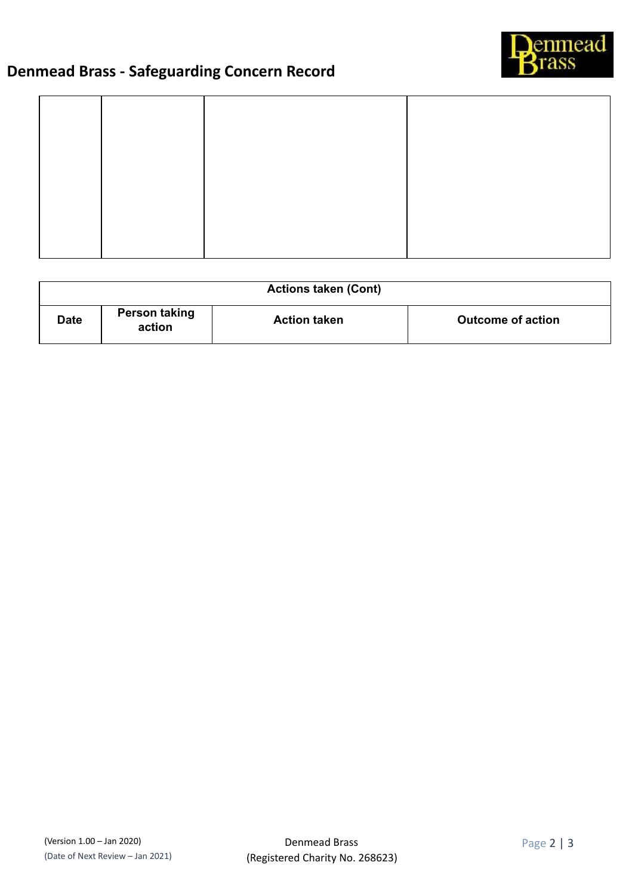# Denmead Brass - Safeguarding Concern Record

| | | | |
|---|---|---|---|
| | | | |

| Actions taken (Cont) | | | |
|---|---|---|---|
| **Date** | **Person taking action** | **Action taken** | **Outcome of action** |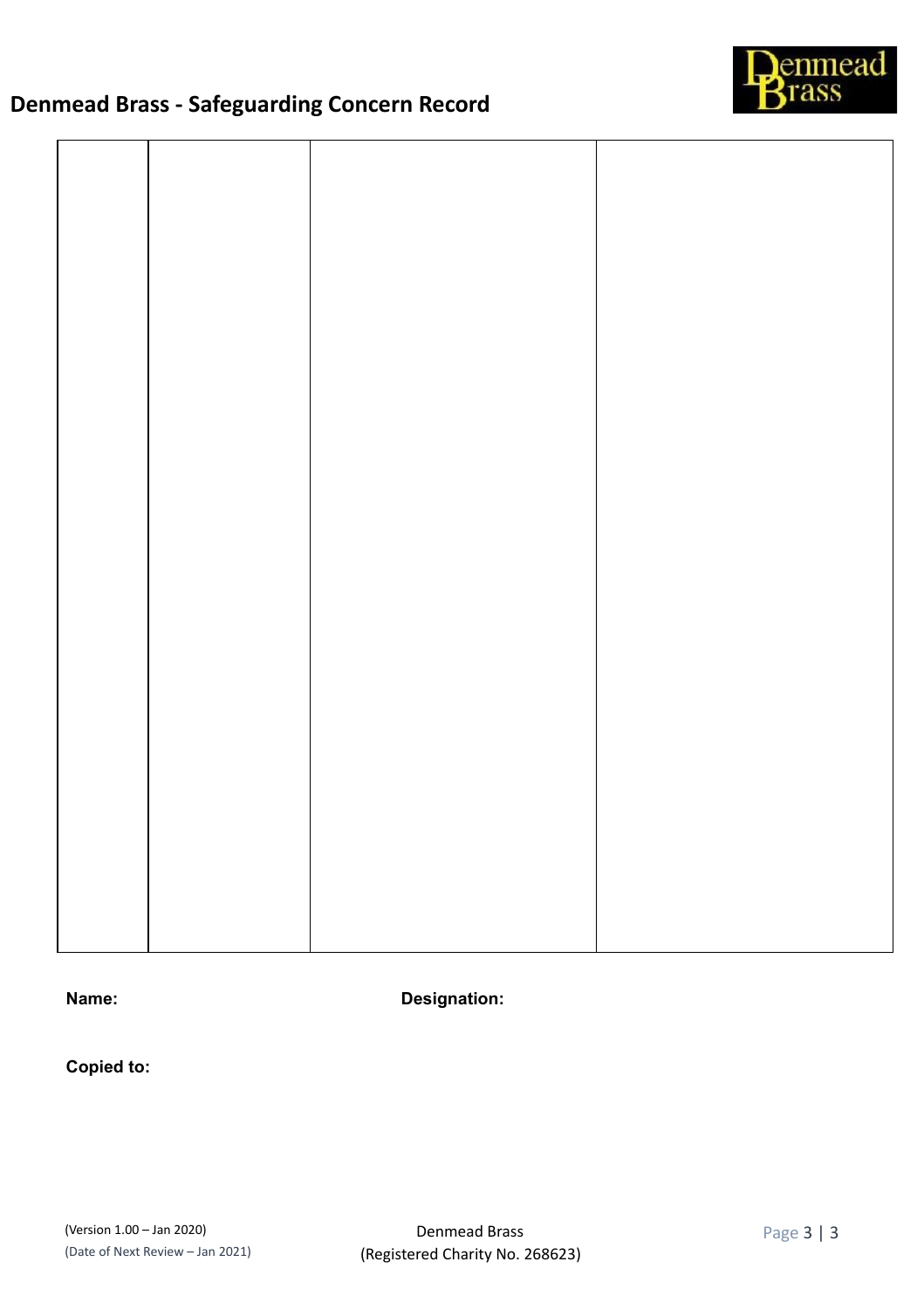# Denmead Brass - Safeguarding Concern Record

| | | | |
|---|---|---|---|
| | | | |

**Name:** **Designation:**

**Copied to:**

(Version 1.00 – Jan 2020)
(Date of Next Review – Jan 2021)

Denmead Brass
(Registered Charity No. 268623)